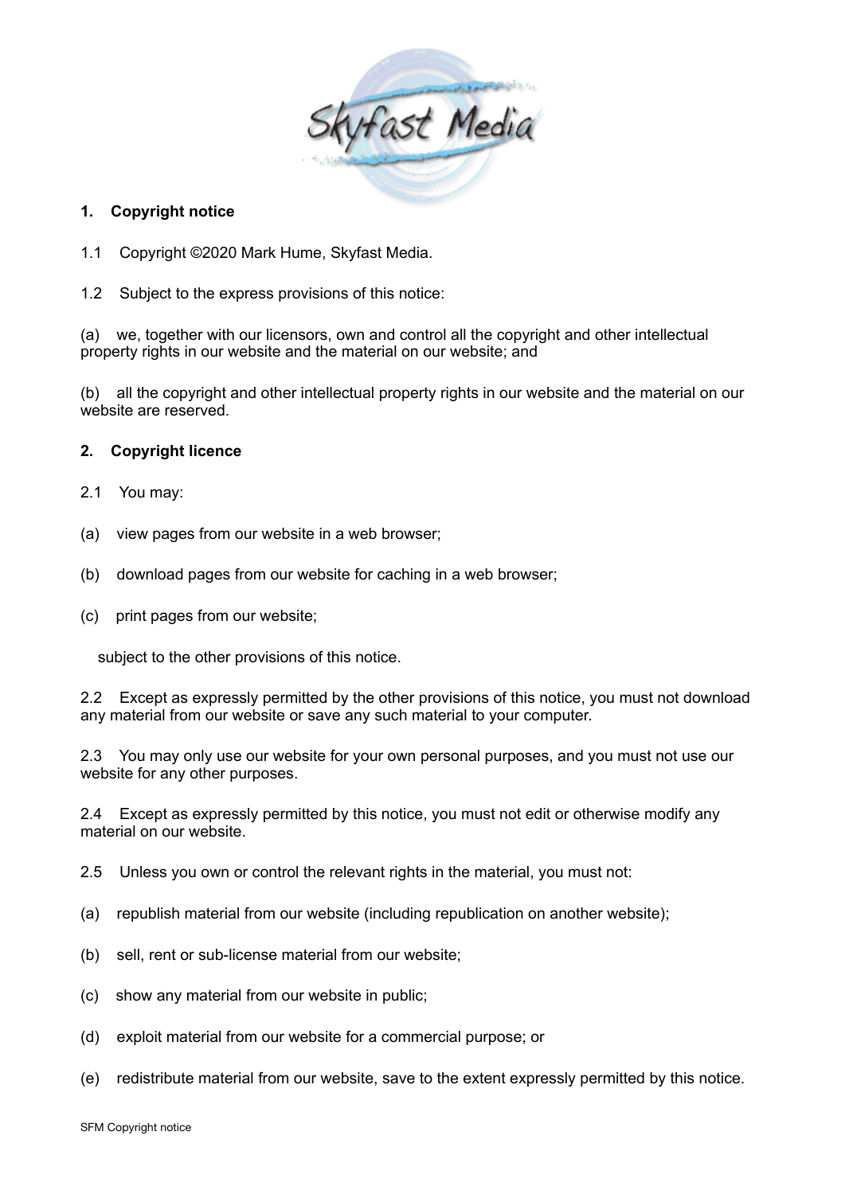## 1. Copyright notice

1.1 Copyright ©2020 Mark Hume, Skyfast Media.

1.2 Subject to the express provisions of this notice:

(a) we, together with our licensors, own and control all the copyright and other intellectual property rights in our website and the material on our website; and

(b) all the copyright and other intellectual property rights in our website and the material on our website are reserved.

## 2. Copyright licence

2.1 You may:

(a) view pages from our website in a web browser;

(b) download pages from our website for caching in a web browser;

(c) print pages from our website;

subject to the other provisions of this notice.

2.2 Except as expressly permitted by the other provisions of this notice, you must not download any material from our website or save any such material to your computer.

2.3 You may only use our website for your own personal purposes, and you must not use our website for any other purposes.

2.4 Except as expressly permitted by this notice, you must not edit or otherwise modify any material on our website.

2.5 Unless you own or control the relevant rights in the material, you must not:

(a) republish material from our website (including republication on another website);

(b) sell, rent or sub-license material from our website;

(c) show any material from our website in public;

(d) exploit material from our website for a commercial purpose; or

(e) redistribute material from our website, save to the extent expressly permitted by this notice.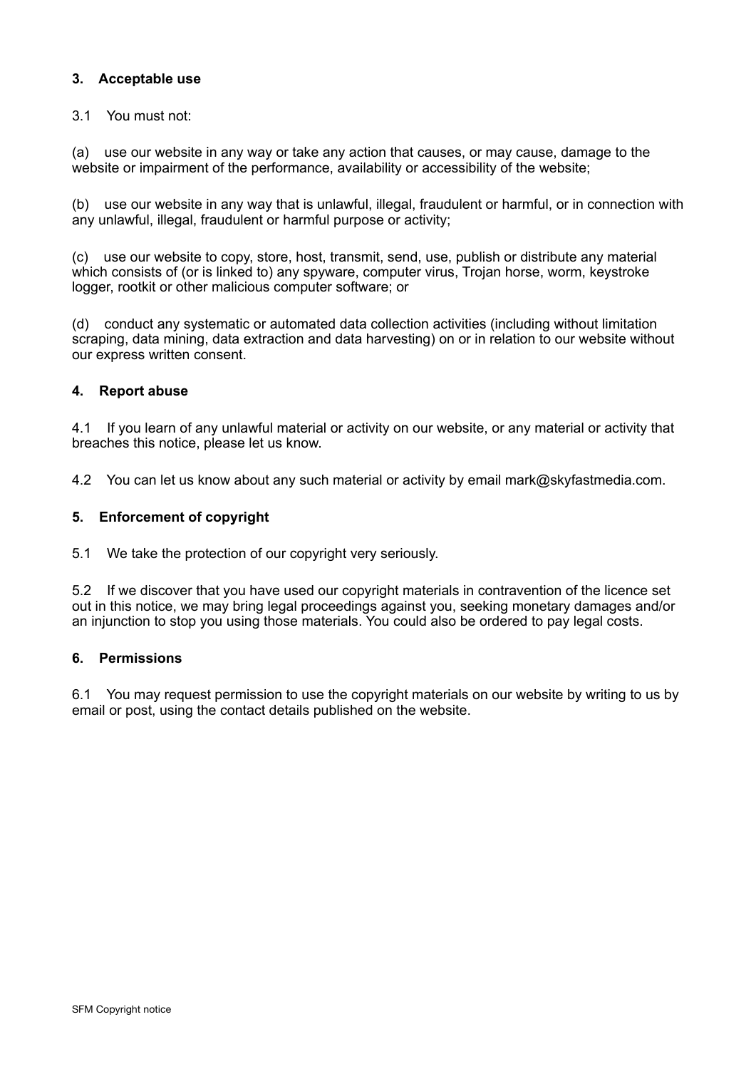## 3. Acceptable use

3.1 You must not:

(a) use our website in any way or take any action that causes, or may cause, damage to the website or impairment of the performance, availability or accessibility of the website;

(b) use our website in any way that is unlawful, illegal, fraudulent or harmful, or in connection with any unlawful, illegal, fraudulent or harmful purpose or activity;

(c) use our website to copy, store, host, transmit, send, use, publish or distribute any material which consists of (or is linked to) any spyware, computer virus, Trojan horse, worm, keystroke logger, rootkit or other malicious computer software; or

(d) conduct any systematic or automated data collection activities (including without limitation scraping, data mining, data extraction and data harvesting) on or in relation to our website without our express written consent.

## 4. Report abuse

4.1 If you learn of any unlawful material or activity on our website, or any material or activity that breaches this notice, please let us know.

4.2 You can let us know about any such material or activity by email mark@skyfastmedia.com.

## 5. Enforcement of copyright

5.1 We take the protection of our copyright very seriously.

5.2 If we discover that you have used our copyright materials in contravention of the licence set out in this notice, we may bring legal proceedings against you, seeking monetary damages and/or an injunction to stop you using those materials. You could also be ordered to pay legal costs.

## 6. Permissions

6.1 You may request permission to use the copyright materials on our website by writing to us by email or post, using the contact details published on the website.